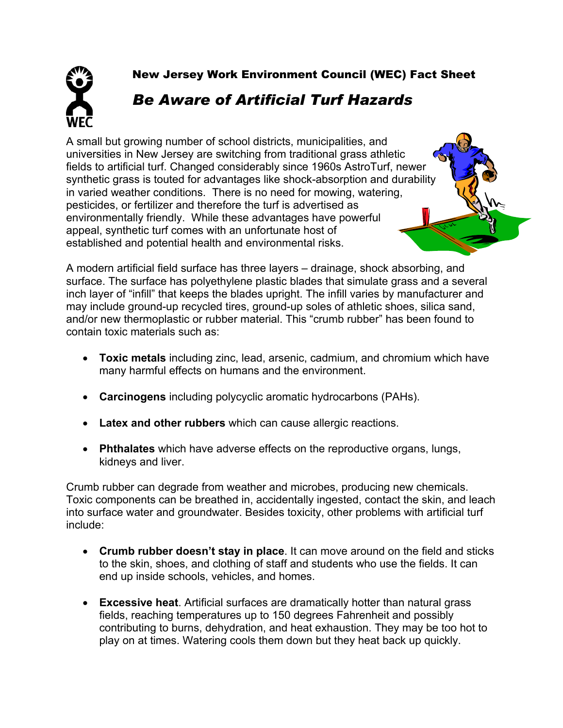New Jersey Work Environment Council (WEC) Fact Sheet

# *Be Aware of Artificial Turf Hazards*

A small but growing number of school districts, municipalities, and universities in New Jersey are switching from traditional grass athletic fields to artificial turf. Changed considerably since 1960s AstroTurf, newer synthetic grass is touted for advantages like shock-absorption and durability in varied weather conditions. There is no need for mowing, watering, pesticides, or fertilizer and therefore the turf is advertised as environmentally friendly. While these advantages have powerful appeal, synthetic turf comes with an unfortunate host of established and potential health and environmental risks.

A modern artificial field surface has three layers – drainage, shock absorbing, and surface. The surface has polyethylene plastic blades that simulate grass and a several inch layer of "infill" that keeps the blades upright. The infill varies by manufacturer and may include ground-up recycled tires, ground-up soles of athletic shoes, silica sand, and/or new thermoplastic or rubber material. This "crumb rubber" has been found to contain toxic materials such as:

- **Toxic metals** including zinc, lead, arsenic, cadmium, and chromium which have many harmful effects on humans and the environment.
- **Carcinogens** including polycyclic aromatic hydrocarbons (PAHs).
- **Latex and other rubbers** which can cause allergic reactions.
- **Phthalates** which have adverse effects on the reproductive organs, lungs, kidneys and liver.

Crumb rubber can degrade from weather and microbes, producing new chemicals. Toxic components can be breathed in, accidentally ingested, contact the skin, and leach into surface water and groundwater. Besides toxicity, other problems with artificial turf include:

- **Crumb rubber doesn't stay in place**. It can move around on the field and sticks to the skin, shoes, and clothing of staff and students who use the fields. It can end up inside schools, vehicles, and homes.
- **Excessive heat**. Artificial surfaces are dramatically hotter than natural grass fields, reaching temperatures up to 150 degrees Fahrenheit and possibly contributing to burns, dehydration, and heat exhaustion. They may be too hot to play on at times. Watering cools them down but they heat back up quickly.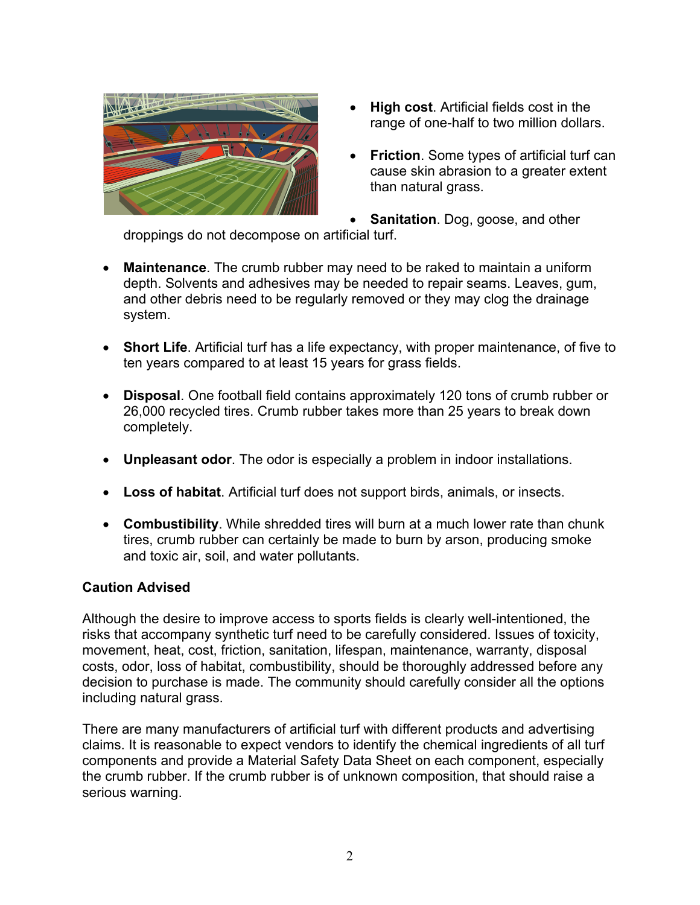- **High cost**. Artificial fields cost in the range of one-half to two million dollars.

- **Friction**. Some types of artificial turf can cause skin abrasion to a greater extent than natural grass.

- **Sanitation**. Dog, goose, and other droppings do not decompose on artificial turf.

- **Maintenance**. The crumb rubber may need to be raked to maintain a uniform depth. Solvents and adhesives may be needed to repair seams. Leaves, gum, and other debris need to be regularly removed or they may clog the drainage system.

- **Short Life**. Artificial turf has a life expectancy, with proper maintenance, of five to ten years compared to at least 15 years for grass fields.

- **Disposal**. One football field contains approximately 120 tons of crumb rubber or 26,000 recycled tires. Crumb rubber takes more than 25 years to break down completely.

- **Unpleasant odor**. The odor is especially a problem in indoor installations.

- **Loss of habitat**. Artificial turf does not support birds, animals, or insects.

- **Combustibility**. While shredded tires will burn at a much lower rate than chunk tires, crumb rubber can certainly be made to burn by arson, producing smoke and toxic air, soil, and water pollutants.

**Caution Advised**

Although the desire to improve access to sports fields is clearly well-intentioned, the risks that accompany synthetic turf need to be carefully considered. Issues of toxicity, movement, heat, cost, friction, sanitation, lifespan, maintenance, warranty, disposal costs, odor, loss of habitat, combustibility, should be thoroughly addressed before any decision to purchase is made. The community should carefully consider all the options including natural grass.

There are many manufacturers of artificial turf with different products and advertising claims. It is reasonable to expect vendors to identify the chemical ingredients of all turf components and provide a Material Safety Data Sheet on each component, especially the crumb rubber. If the crumb rubber is of unknown composition, that should raise a serious warning.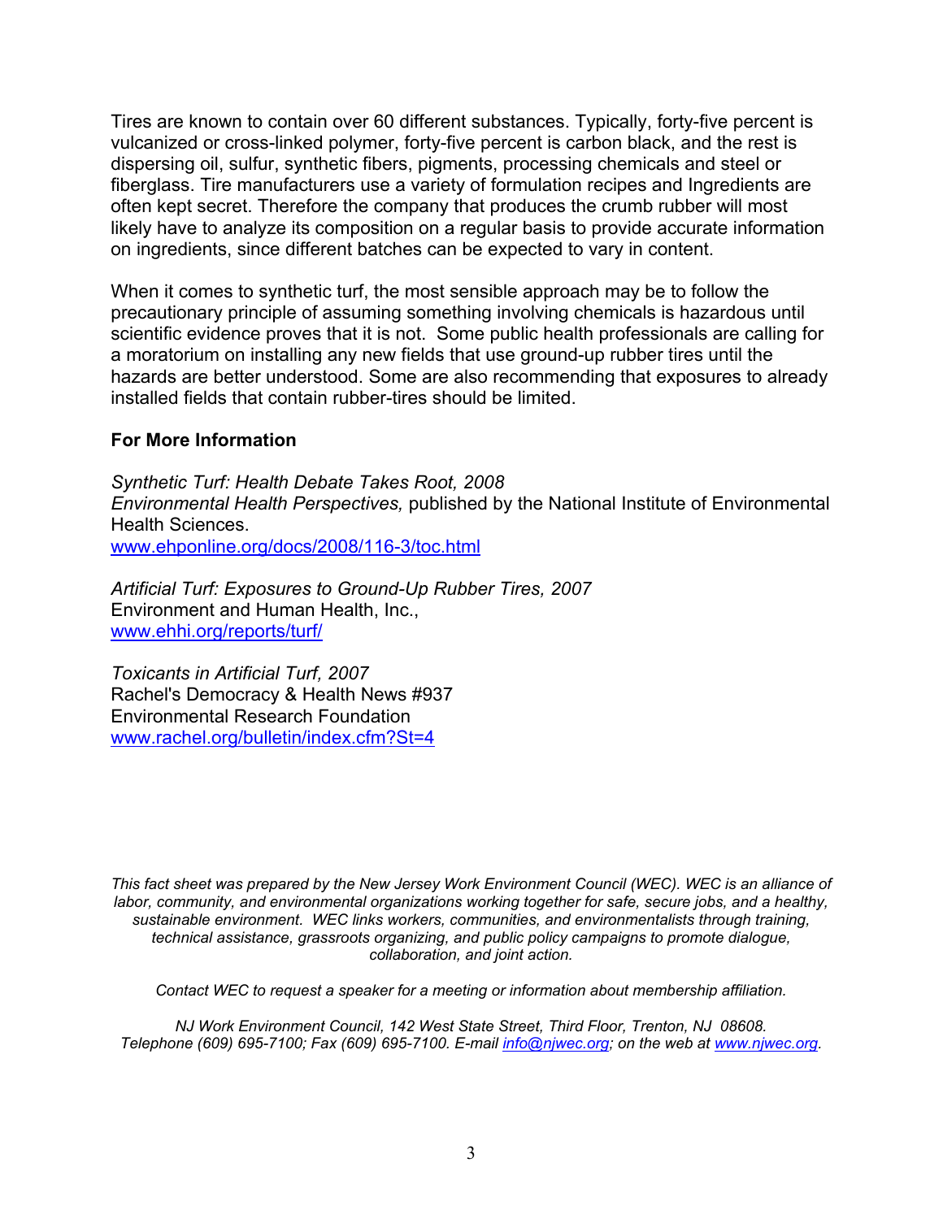Tires are known to contain over 60 different substances. Typically, forty-five percent is vulcanized or cross-linked polymer, forty-five percent is carbon black, and the rest is dispersing oil, sulfur, synthetic fibers, pigments, processing chemicals and steel or fiberglass. Tire manufacturers use a variety of formulation recipes and Ingredients are often kept secret. Therefore the company that produces the crumb rubber will most likely have to analyze its composition on a regular basis to provide accurate information on ingredients, since different batches can be expected to vary in content.

When it comes to synthetic turf, the most sensible approach may be to follow the precautionary principle of assuming something involving chemicals is hazardous until scientific evidence proves that it is not. Some public health professionals are calling for a moratorium on installing any new fields that use ground-up rubber tires until the hazards are better understood. Some are also recommending that exposures to already installed fields that contain rubber-tires should be limited.

**For More Information**

*Synthetic Turf: Health Debate Takes Root, 2008*
*Environmental Health Perspectives,* published by the National Institute of Environmental Health Sciences.
www.ehponline.org/docs/2008/116-3/toc.html

*Artificial Turf: Exposures to Ground-Up Rubber Tires, 2007*
Environment and Human Health, Inc.,
www.ehhi.org/reports/turf/

*Toxicants in Artificial Turf, 2007*
Rachel's Democracy & Health News #937
Environmental Research Foundation
www.rachel.org/bulletin/index.cfm?St=4

*This fact sheet was prepared by the New Jersey Work Environment Council (WEC). WEC is an alliance of labor, community, and environmental organizations working together for safe, secure jobs, and a healthy, sustainable environment. WEC links workers, communities, and environmentalists through training, technical assistance, grassroots organizing, and public policy campaigns to promote dialogue, collaboration, and joint action.*

*Contact WEC to request a speaker for a meeting or information about membership affiliation.*

*NJ Work Environment Council, 142 West State Street, Third Floor, Trenton, NJ 08608. Telephone (609) 695-7100; Fax (609) 695-7100. E-mail info@njwec.org; on the web at www.njwec.org.*